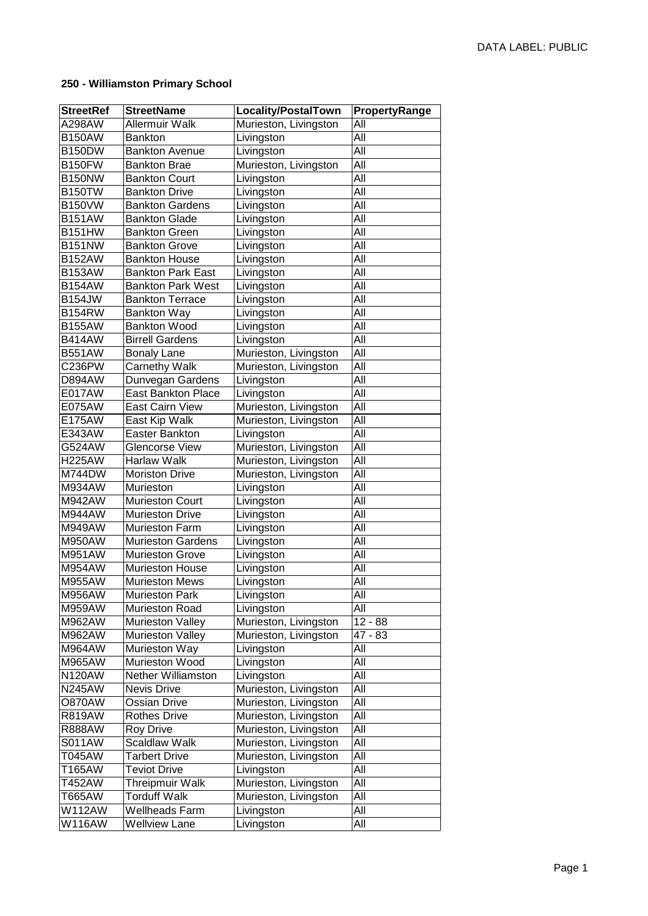DATA LABEL: PUBLIC

**250 - Williamston Primary School**

| StreetRef | StreetName | Locality/PostalTown | PropertyRange |
|---|---|---|---|
| A298AW | Allermuir Walk | Murieston, Livingston | All |
| B150AW | Bankton | Livingston | All |
| B150DW | Bankton Avenue | Livingston | All |
| B150FW | Bankton Brae | Murieston, Livingston | All |
| B150NW | Bankton Court | Livingston | All |
| B150TW | Bankton Drive | Livingston | All |
| B150VW | Bankton Gardens | Livingston | All |
| B151AW | Bankton Glade | Livingston | All |
| B151HW | Bankton Green | Livingston | All |
| B151NW | Bankton Grove | Livingston | All |
| B152AW | Bankton House | Livingston | All |
| B153AW | Bankton Park East | Livingston | All |
| B154AW | Bankton Park West | Livingston | All |
| B154JW | Bankton Terrace | Livingston | All |
| B154RW | Bankton Way | Livingston | All |
| B155AW | Bankton Wood | Livingston | All |
| B414AW | Birrell Gardens | Livingston | All |
| B551AW | Bonaly Lane | Murieston, Livingston | All |
| C236PW | Carnethy Walk | Murieston, Livingston | All |
| D894AW | Dunvegan Gardens | Livingston | All |
| E017AW | East Bankton Place | Livingston | All |
| E075AW | East Cairn View | Murieston, Livingston | All |
| E175AW | East Kip Walk | Murieston, Livingston | All |
| E343AW | Easter Bankton | Livingston | All |
| G524AW | Glencorse View | Murieston, Livingston | All |
| H225AW | Harlaw Walk | Murieston, Livingston | All |
| M744DW | Moriston Drive | Murieston, Livingston | All |
| M934AW | Murieston | Livingston | All |
| M942AW | Murieston Court | Livingston | All |
| M944AW | Murieston Drive | Livingston | All |
| M949AW | Murieston Farm | Livingston | All |
| M950AW | Murieston Gardens | Livingston | All |
| M951AW | Murieston Grove | Livingston | All |
| M954AW | Murieston House | Livingston | All |
| M955AW | Murieston Mews | Livingston | All |
| M956AW | Murieston Park | Livingston | All |
| M959AW | Murieston Road | Livingston | All |
| M962AW | Murieston Valley | Murieston, Livingston | 12 - 88 |
| M962AW | Murieston Valley | Murieston, Livingston | 47 - 83 |
| M964AW | Murieston Way | Livingston | All |
| M965AW | Murieston Wood | Livingston | All |
| N120AW | Nether Williamston | Livingston | All |
| N245AW | Nevis Drive | Murieston, Livingston | All |
| O870AW | Ossian Drive | Murieston, Livingston | All |
| R819AW | Rothes Drive | Murieston, Livingston | All |
| R888AW | Roy Drive | Murieston, Livingston | All |
| S011AW | Scaldlaw Walk | Murieston, Livingston | All |
| T045AW | Tarbert Drive | Murieston, Livingston | All |
| T165AW | Teviot Drive | Livingston | All |
| T452AW | Threipmuir Walk | Murieston, Livingston | All |
| T665AW | Torduff Walk | Murieston, Livingston | All |
| W112AW | Wellheads Farm | Livingston | All |
| W116AW | Wellview Lane | Livingston | All |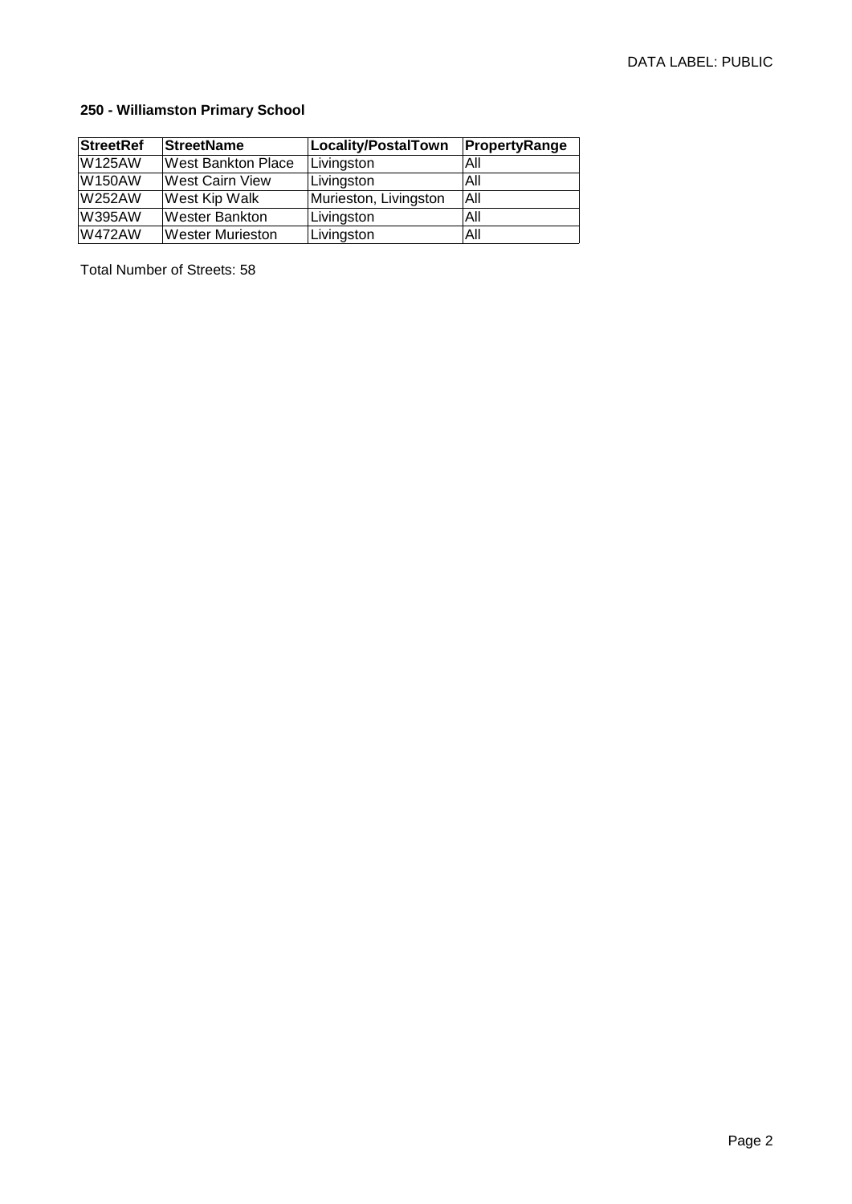**250 - Williamston Primary School**

| StreetRef | StreetName | Locality/PostalTown | PropertyRange |
| --- | --- | --- | --- |
| W125AW | West Bankton Place | Livingston | All |
| W150AW | West Cairn View | Livingston | All |
| W252AW | West Kip Walk | Murieston, Livingston | All |
| W395AW | Wester Bankton | Livingston | All |
| W472AW | Wester Murieston | Livingston | All |

Total Number of Streets: 58